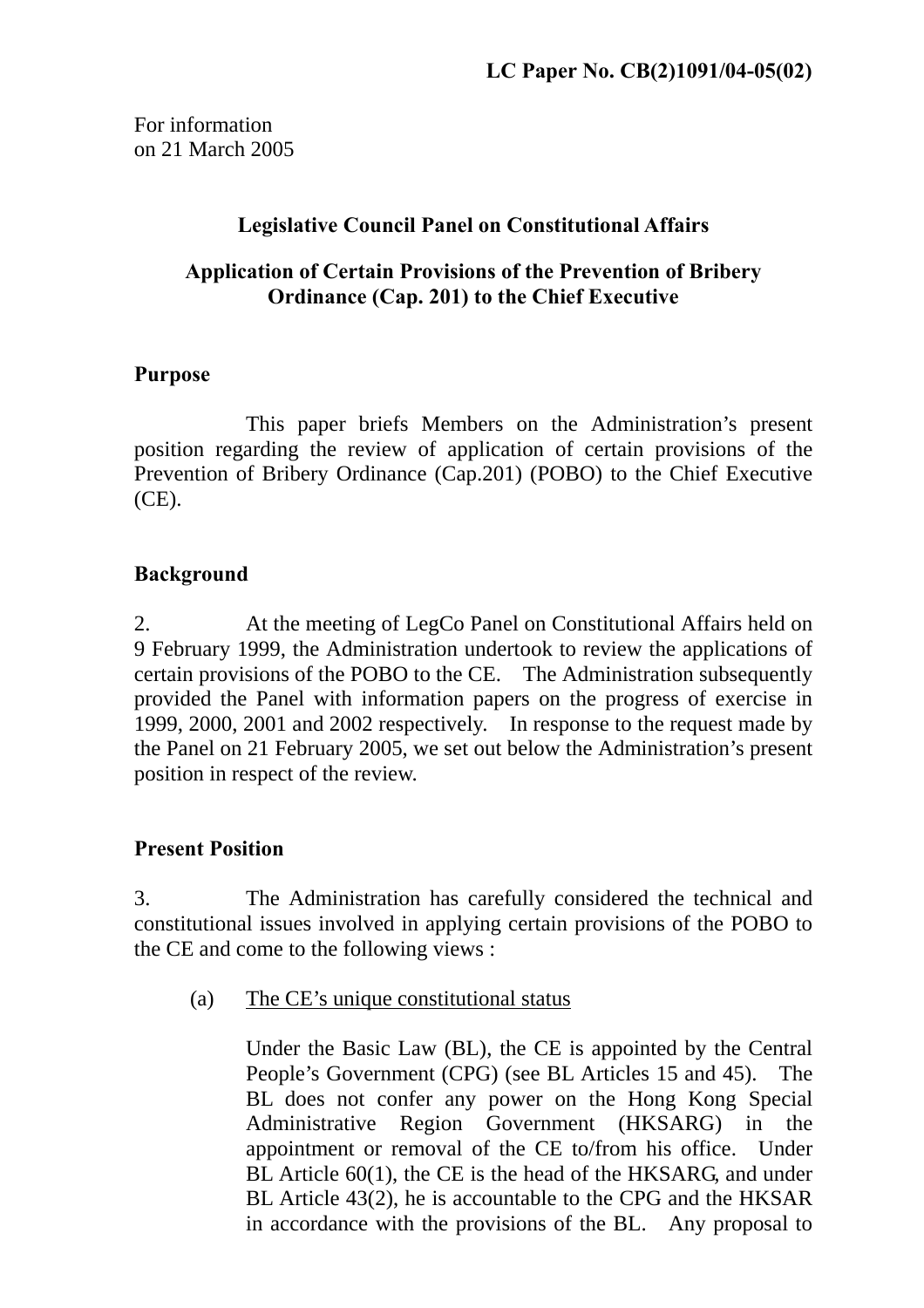**LC Paper No. CB(2)1091/04-05(02)**

For information
on 21 March 2005

## Legislative Council Panel on Constitutional Affairs

## Application of Certain Provisions of the Prevention of Bribery Ordinance (Cap. 201) to the Chief Executive

### Purpose

This paper briefs Members on the Administration's present position regarding the review of application of certain provisions of the Prevention of Bribery Ordinance (Cap.201) (POBO) to the Chief Executive (CE).

### Background

2. At the meeting of LegCo Panel on Constitutional Affairs held on 9 February 1999, the Administration undertook to review the applications of certain provisions of the POBO to the CE. The Administration subsequently provided the Panel with information papers on the progress of exercise in 1999, 2000, 2001 and 2002 respectively. In response to the request made by the Panel on 21 February 2005, we set out below the Administration's present position in respect of the review.

### Present Position

3. The Administration has carefully considered the technical and constitutional issues involved in applying certain provisions of the POBO to the CE and come to the following views :

(a) <u>The CE's unique constitutional status</u>

Under the Basic Law (BL), the CE is appointed by the Central People's Government (CPG) (see BL Articles 15 and 45). The BL does not confer any power on the Hong Kong Special Administrative Region Government (HKSARG) in the appointment or removal of the CE to/from his office. Under BL Article 60(1), the CE is the head of the HKSARG, and under BL Article 43(2), he is accountable to the CPG and the HKSAR in accordance with the provisions of the BL. Any proposal to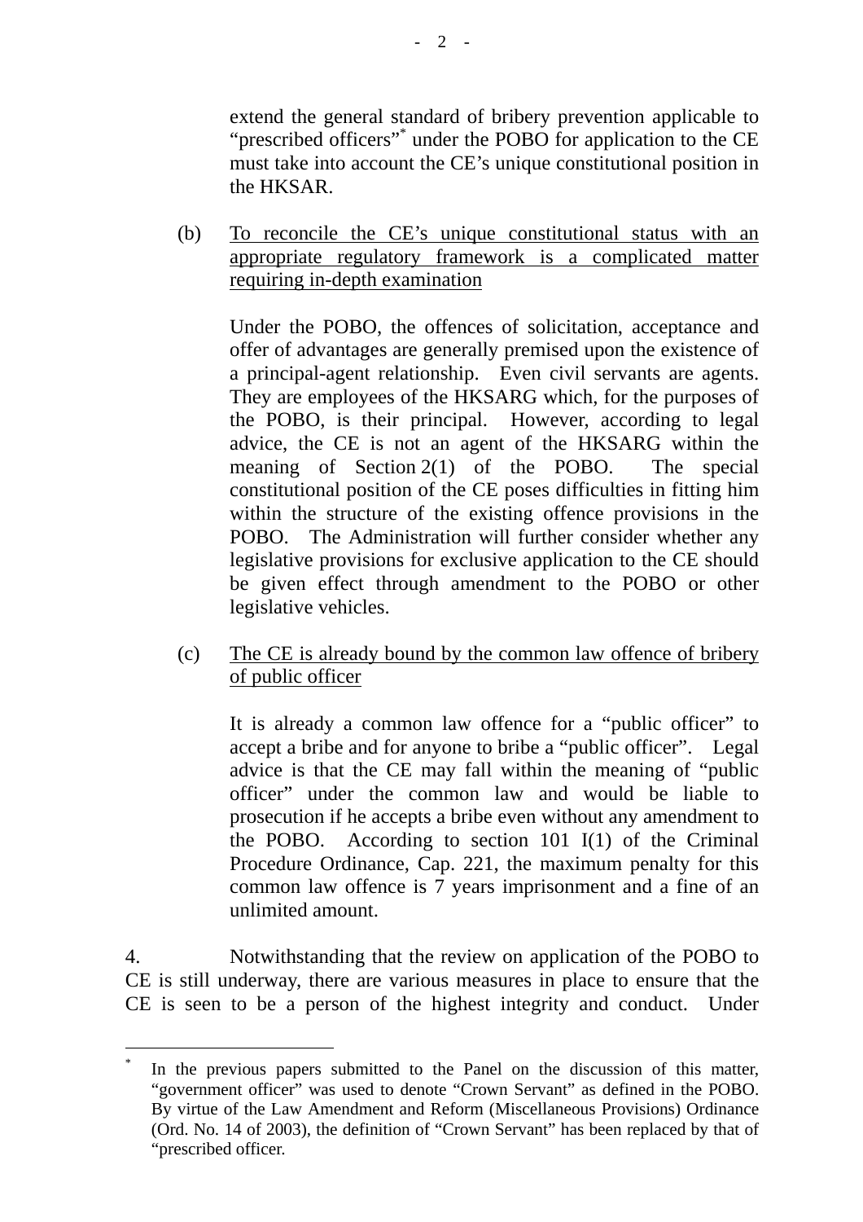extend the general standard of bribery prevention applicable to "prescribed officers"* under the POBO for application to the CE must take into account the CE's unique constitutional position in the HKSAR.

(b) To reconcile the CE's unique constitutional status with an appropriate regulatory framework is a complicated matter requiring in-depth examination

Under the POBO, the offences of solicitation, acceptance and offer of advantages are generally premised upon the existence of a principal-agent relationship. Even civil servants are agents. They are employees of the HKSARG which, for the purposes of the POBO, is their principal. However, according to legal advice, the CE is not an agent of the HKSARG within the meaning of Section 2(1) of the POBO. The special constitutional position of the CE poses difficulties in fitting him within the structure of the existing offence provisions in the POBO. The Administration will further consider whether any legislative provisions for exclusive application to the CE should be given effect through amendment to the POBO or other legislative vehicles.

(c) The CE is already bound by the common law offence of bribery of public officer

It is already a common law offence for a "public officer" to accept a bribe and for anyone to bribe a "public officer". Legal advice is that the CE may fall within the meaning of "public officer" under the common law and would be liable to prosecution if he accepts a bribe even without any amendment to the POBO. According to section 101 I(1) of the Criminal Procedure Ordinance, Cap. 221, the maximum penalty for this common law offence is 7 years imprisonment and a fine of an unlimited amount.

4. Notwithstanding that the review on application of the POBO to CE is still underway, there are various measures in place to ensure that the CE is seen to be a person of the highest integrity and conduct. Under

---

* In the previous papers submitted to the Panel on the discussion of this matter, "government officer" was used to denote "Crown Servant" as defined in the POBO. By virtue of the Law Amendment and Reform (Miscellaneous Provisions) Ordinance (Ord. No. 14 of 2003), the definition of "Crown Servant" has been replaced by that of "prescribed officer.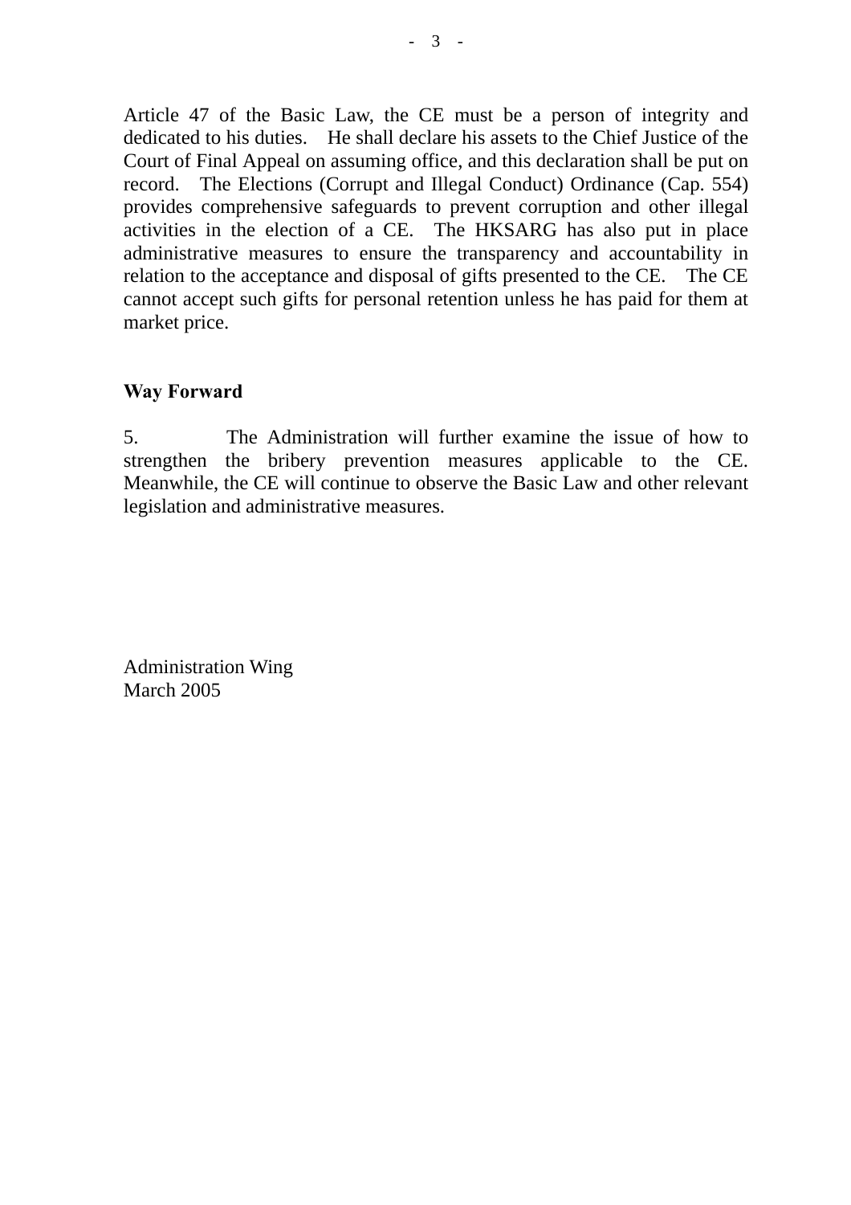Article 47 of the Basic Law, the CE must be a person of integrity and dedicated to his duties. He shall declare his assets to the Chief Justice of the Court of Final Appeal on assuming office, and this declaration shall be put on record. The Elections (Corrupt and Illegal Conduct) Ordinance (Cap. 554) provides comprehensive safeguards to prevent corruption and other illegal activities in the election of a CE. The HKSARG has also put in place administrative measures to ensure the transparency and accountability in relation to the acceptance and disposal of gifts presented to the CE. The CE cannot accept such gifts for personal retention unless he has paid for them at market price.

## Way Forward

5. The Administration will further examine the issue of how to strengthen the bribery prevention measures applicable to the CE. Meanwhile, the CE will continue to observe the Basic Law and other relevant legislation and administrative measures.

Administration Wing
March 2005